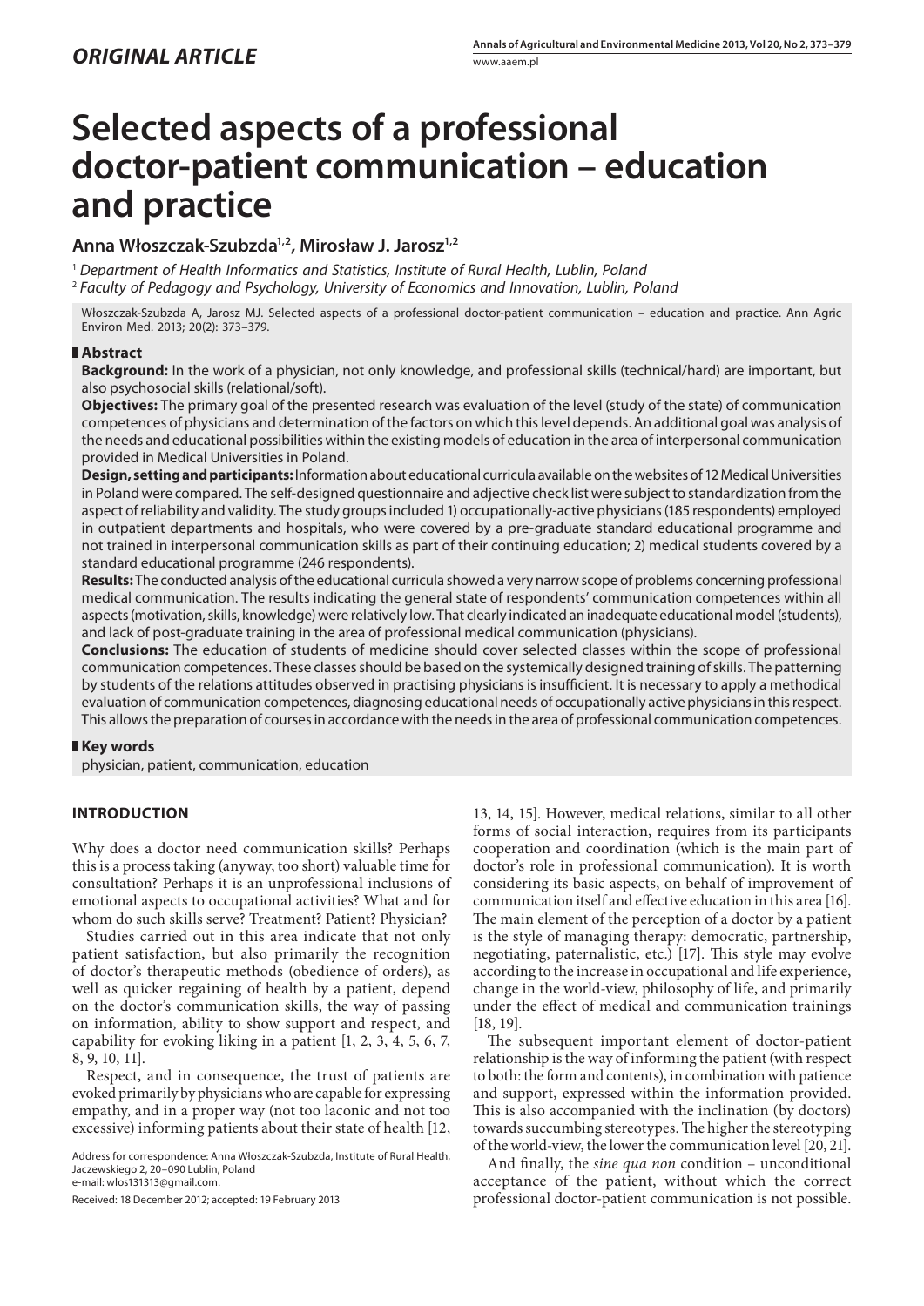*ORIGINAL ARTICLE*

# Selected aspects of a professional doctor-patient communication – education and practice

**Anna Włoszczak-Szubzda[1,2], Mirosław J. Jarosz[1,2]**

[1] *Department of Health Informatics and Statistics, Institute of Rural Health, Lublin, Poland*
[2] *Faculty of Pedagogy and Psychology, University of Economics and Innovation, Lublin, Poland*

Włoszczak-Szubzda A, Jarosz MJ. Selected aspects of a professional doctor-patient communication – education and practice. Ann Agric Environ Med. 2013; 20(2): 373–379.

## Abstract

**Background:** In the work of a physician, not only knowledge, and professional skills (technical/hard) are important, but also psychosocial skills (relational/soft).

**Objectives:** The primary goal of the presented research was evaluation of the level (study of the state) of communication competences of physicians and determination of the factors on which this level depends. An additional goal was analysis of the needs and educational possibilities within the existing models of education in the area of interpersonal communication provided in Medical Universities in Poland.

**Design, setting and participants:** Information about educational curricula available on the websites of 12 Medical Universities in Poland were compared. The self-designed questionnaire and adjective check list were subject to standardization from the aspect of reliability and validity. The study groups included 1) occupationally-active physicians (185 respondents) employed in outpatient departments and hospitals, who were covered by a pre-graduate standard educational programme and not trained in interpersonal communication skills as part of their continuing education; 2) medical students covered by a standard educational programme (246 respondents).

**Results:** The conducted analysis of the educational curricula showed a very narrow scope of problems concerning professional medical communication. The results indicating the general state of respondents' communication competences within all aspects (motivation, skills, knowledge) were relatively low. That clearly indicated an inadequate educational model (students), and lack of post-graduate training in the area of professional medical communication (physicians).

**Conclusions:** The education of students of medicine should cover selected classes within the scope of professional communication competences. These classes should be based on the systemically designed training of skills. The patterning by students of the relations attitudes observed in practising physicians is insufficient. It is necessary to apply a methodical evaluation of communication competences, diagnosing educational needs of occupationally active physicians in this respect. This allows the preparation of courses in accordance with the needs in the area of professional communication competences.

## Key words

physician, patient, communication, education

## INTRODUCTION

Why does a doctor need communication skills? Perhaps this is a process taking (anyway, too short) valuable time for consultation? Perhaps it is an unprofessional inclusions of emotional aspects to occupational activities? What and for whom do such skills serve? Treatment? Patient? Physician?

Studies carried out in this area indicate that not only patient satisfaction, but also primarily the recognition of doctor's therapeutic methods (obedience of orders), as well as quicker regaining of health by a patient, depend on the doctor's communication skills, the way of passing on information, ability to show support and respect, and capability for evoking liking in a patient [1, 2, 3, 4, 5, 6, 7, 8, 9, 10, 11].

Respect, and in consequence, the trust of patients are evoked primarily by physicians who are capable for expressing empathy, and in a proper way (not too laconic and not too excessive) informing patients about their state of health [12, 13, 14, 15]. However, medical relations, similar to all other forms of social interaction, requires from its participants cooperation and coordination (which is the main part of doctor's role in professional communication). It is worth considering its basic aspects, on behalf of improvement of communication itself and effective education in this area [16]. The main element of the perception of a doctor by a patient is the style of managing therapy: democratic, partnership, negotiating, paternalistic, etc.) [17]. This style may evolve according to the increase in occupational and life experience, change in the world-view, philosophy of life, and primarily under the effect of medical and communication trainings [18, 19].

The subsequent important element of doctor-patient relationship is the way of informing the patient (with respect to both: the form and contents), in combination with patience and support, expressed within the information provided. This is also accompanied with the inclination (by doctors) towards succumbing stereotypes. The higher the stereotyping of the world-view, the lower the communication level [20, 21].

And finally, the *sine qua non* condition – unconditional acceptance of the patient, without which the correct professional doctor-patient communication is not possible.

Address for correspondence: Anna Włoszczak-Szubzda, Institute of Rural Health, Jaczewskiego 2, 20–090 Lublin, Poland
e-mail: wlos131313@gmail.com.

Received: 18 December 2012; accepted: 19 February 2013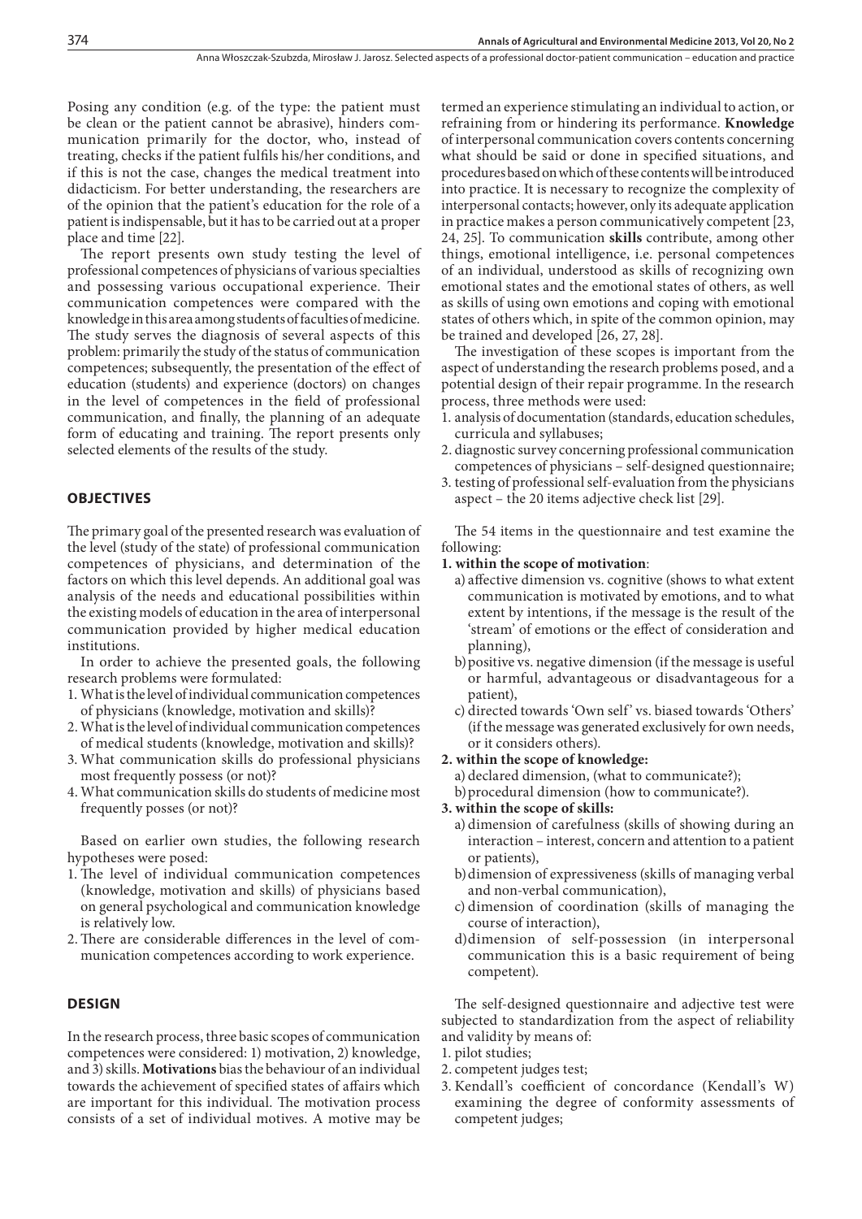Posing any condition (e.g. of the type: the patient must be clean or the patient cannot be abrasive), hinders communication primarily for the doctor, who, instead of treating, checks if the patient fulfils his/her conditions, and if this is not the case, changes the medical treatment into didacticism. For better understanding, the researchers are of the opinion that the patient's education for the role of a patient is indispensable, but it has to be carried out at a proper place and time [22].

The report presents own study testing the level of professional competences of physicians of various specialties and possessing various occupational experience. Their communication competences were compared with the knowledge in this area among students of faculties of medicine. The study serves the diagnosis of several aspects of this problem: primarily the study of the status of communication competences; subsequently, the presentation of the effect of education (students) and experience (doctors) on changes in the level of competences in the field of professional communication, and finally, the planning of an adequate form of educating and training. The report presents only selected elements of the results of the study.

## OBJECTIVES

The primary goal of the presented research was evaluation of the level (study of the state) of professional communication competences of physicians, and determination of the factors on which this level depends. An additional goal was analysis of the needs and educational possibilities within the existing models of education in the area of interpersonal communication provided by higher medical education institutions.

In order to achieve the presented goals, the following research problems were formulated:

1. What is the level of individual communication competences of physicians (knowledge, motivation and skills)?
2. What is the level of individual communication competences of medical students (knowledge, motivation and skills)?
3. What communication skills do professional physicians most frequently possess (or not)?
4. What communication skills do students of medicine most frequently posses (or not)?

Based on earlier own studies, the following research hypotheses were posed:

1. The level of individual communication competences (knowledge, motivation and skills) of physicians based on general psychological and communication knowledge is relatively low.
2. There are considerable differences in the level of communication competences according to work experience.

## DESIGN

In the research process, three basic scopes of communication competences were considered: 1) motivation, 2) knowledge, and 3) skills. **Motivations** bias the behaviour of an individual towards the achievement of specified states of affairs which are important for this individual. The motivation process consists of a set of individual motives. A motive may be termed an experience stimulating an individual to action, or refraining from or hindering its performance. **Knowledge** of interpersonal communication covers contents concerning what should be said or done in specified situations, and procedures based on which of these contents will be introduced into practice. It is necessary to recognize the complexity of interpersonal contacts; however, only its adequate application in practice makes a person communicatively competent [23, 24, 25]. To communication **skills** contribute, among other things, emotional intelligence, i.e. personal competences of an individual, understood as skills of recognizing own emotional states and the emotional states of others, as well as skills of using own emotions and coping with emotional states of others which, in spite of the common opinion, may be trained and developed [26, 27, 28].

The investigation of these scopes is important from the aspect of understanding the research problems posed, and a potential design of their repair programme. In the research process, three methods were used:

1. analysis of documentation (standards, education schedules, curricula and syllabuses;
2. diagnostic survey concerning professional communication competences of physicians – self-designed questionnaire;
3. testing of professional self-evaluation from the physicians aspect – the 20 items adjective check list [29].

The 54 items in the questionnaire and test examine the following:

**1. within the scope of motivation**:

a) affective dimension vs. cognitive (shows to what extent communication is motivated by emotions, and to what extent by intentions, if the message is the result of the 'stream' of emotions or the effect of consideration and planning),

b) positive vs. negative dimension (if the message is useful or harmful, advantageous or disadvantageous for a patient),

c) directed towards 'Own self' vs. biased towards 'Others' (if the message was generated exclusively for own needs, or it considers others).

**2. within the scope of knowledge:**

a) declared dimension, (what to communicate?);

b) procedural dimension (how to communicate?).

**3. within the scope of skills:**

a) dimension of carefulness (skills of showing during an interaction – interest, concern and attention to a patient or patients),

b) dimension of expressiveness (skills of managing verbal and non-verbal communication),

c) dimension of coordination (skills of managing the course of interaction),

d) dimension of self-possession (in interpersonal communication this is a basic requirement of being competent).

The self-designed questionnaire and adjective test were subjected to standardization from the aspect of reliability and validity by means of:

1. pilot studies;
2. competent judges test;
3. Kendall's coefficient of concordance (Kendall's W) examining the degree of conformity assessments of competent judges;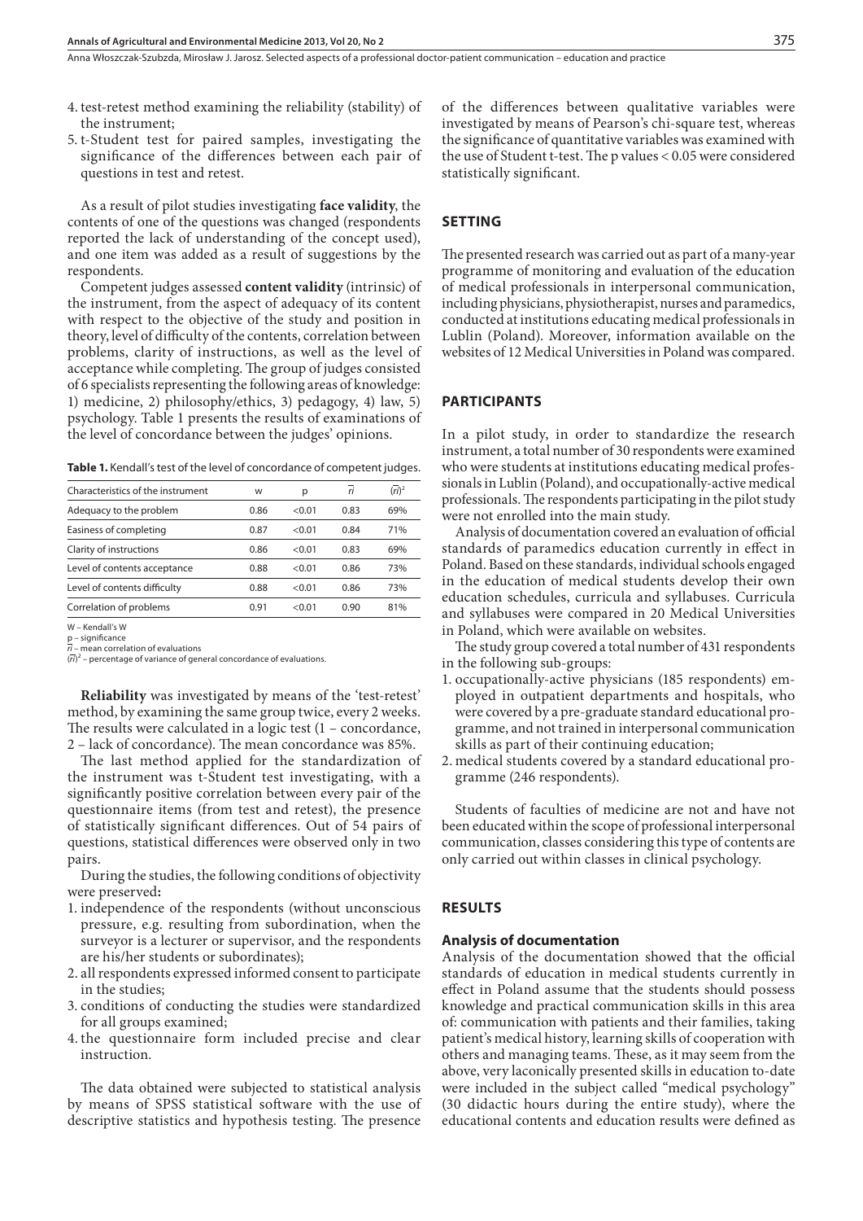4. test-retest method examining the reliability (stability) of the instrument;
5. t-Student test for paired samples, investigating the significance of the differences between each pair of questions in test and retest.

As a result of pilot studies investigating **face validity**, the contents of one of the questions was changed (respondents reported the lack of understanding of the concept used), and one item was added as a result of suggestions by the respondents.

Competent judges assessed **content validity** (intrinsic) of the instrument, from the aspect of adequacy of its content with respect to the objective of the study and position in theory, level of difficulty of the contents, correlation between problems, clarity of instructions, as well as the level of acceptance while completing. The group of judges consisted of 6 specialists representing the following areas of knowledge: 1) medicine, 2) philosophy/ethics, 3) pedagogy, 4) law, 5) psychology. Table 1 presents the results of examinations of the level of concordance between the judges' opinions.

**Table 1.** Kendall's test of the level of concordance of competent judges.

| Characteristics of the instrument | w | p | $\overline{ri}$ | $(\overline{ri})^2$ |
|---|---|---|---|---|
| Adequacy to the problem | 0.86 | <0.01 | 0.83 | 69% |
| Easiness of completing | 0.87 | <0.01 | 0.84 | 71% |
| Clarity of instructions | 0.86 | <0.01 | 0.83 | 69% |
| Level of contents acceptance | 0.88 | <0.01 | 0.86 | 73% |
| Level of contents difficulty | 0.88 | <0.01 | 0.86 | 73% |
| Correlation of problems | 0.91 | <0.01 | 0.90 | 81% |

W – Kendall's W
p – significance
$\overline{ri}$ – mean correlation of evaluations
$(\overline{ri})^2$ – percentage of variance of general concordance of evaluations.

**Reliability** was investigated by means of the 'test-retest' method, by examining the same group twice, every 2 weeks. The results were calculated in a logic test (1 – concordance, 2 – lack of concordance). The mean concordance was 85%.

The last method applied for the standardization of the instrument was t-Student test investigating, with a significantly positive correlation between every pair of the questionnaire items (from test and retest), the presence of statistically significant differences. Out of 54 pairs of questions, statistical differences were observed only in two pairs.

During the studies, the following conditions of objectivity were preserved**:**

1. independence of the respondents (without unconscious pressure, e.g. resulting from subordination, when the surveyor is a lecturer or supervisor, and the respondents are his/her students or subordinates);
2. all respondents expressed informed consent to participate in the studies;
3. conditions of conducting the studies were standardized for all groups examined;
4. the questionnaire form included precise and clear instruction.

The data obtained were subjected to statistical analysis by means of SPSS statistical software with the use of descriptive statistics and hypothesis testing. The presence of the differences between qualitative variables were investigated by means of Pearson's chi-square test, whereas the significance of quantitative variables was examined with the use of Student t-test. The p values < 0.05 were considered statistically significant.

## SETTING

The presented research was carried out as part of a many-year programme of monitoring and evaluation of the education of medical professionals in interpersonal communication, including physicians, physiotherapist, nurses and paramedics, conducted at institutions educating medical professionals in Lublin (Poland). Moreover, information available on the websites of 12 Medical Universities in Poland was compared.

## PARTICIPANTS

In a pilot study, in order to standardize the research instrument, a total number of 30 respondents were examined who were students at institutions educating medical professionals in Lublin (Poland), and occupationally-active medical professionals. The respondents participating in the pilot study were not enrolled into the main study.

Analysis of documentation covered an evaluation of official standards of paramedics education currently in effect in Poland. Based on these standards, individual schools engaged in the education of medical students develop their own education schedules, curricula and syllabuses. Curricula and syllabuses were compared in 20 Medical Universities in Poland, which were available on websites.

The study group covered a total number of 431 respondents in the following sub-groups:

1. occupationally-active physicians (185 respondents) employed in outpatient departments and hospitals, who were covered by a pre-graduate standard educational programme, and not trained in interpersonal communication skills as part of their continuing education;
2. medical students covered by a standard educational programme (246 respondents).

Students of faculties of medicine are not and have not been educated within the scope of professional interpersonal communication, classes considering this type of contents are only carried out within classes in clinical psychology.

## RESULTS

### Analysis of documentation

Analysis of the documentation showed that the official standards of education in medical students currently in effect in Poland assume that the students should possess knowledge and practical communication skills in this area of: communication with patients and their families, taking patient's medical history, learning skills of cooperation with others and managing teams. These, as it may seem from the above, very laconically presented skills in education to-date were included in the subject called "medical psychology" (30 didactic hours during the entire study), where the educational contents and education results were defined as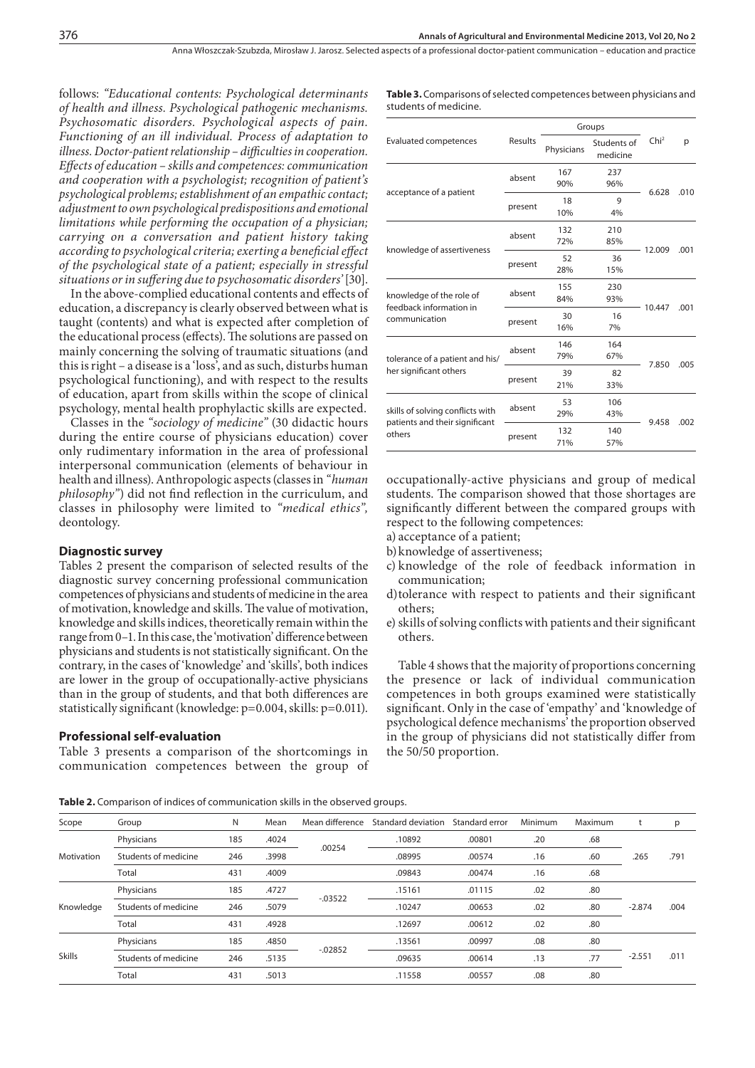follows: *"Educational contents: Psychological determinants of health and illness. Psychological pathogenic mechanisms. Psychosomatic disorders. Psychological aspects of pain. Functioning of an ill individual. Process of adaptation to illness. Doctor-patient relationship – difficulties in cooperation. Effects of education – skills and competences: communication and cooperation with a psychologist; recognition of patient's psychological problems; establishment of an empathic contact; adjustment to own psychological predispositions and emotional limitations while performing the occupation of a physician; carrying on a conversation and patient history taking according to psychological criteria; exerting a beneficial effect of the psychological state of a patient; especially in stressful situations or in suffering due to psychosomatic disorders'* [30].

In the above-complied educational contents and effects of education, a discrepancy is clearly observed between what is taught (contents) and what is expected after completion of the educational process (effects). The solutions are passed on mainly concerning the solving of traumatic situations (and this is right – a disease is a 'loss', and as such, disturbs human psychological functioning), and with respect to the results of education, apart from skills within the scope of clinical psychology, mental health prophylactic skills are expected.

Classes in the *"sociology of medicine"* (30 didactic hours during the entire course of physicians education) cover only rudimentary information in the area of professional interpersonal communication (elements of behaviour in health and illness). Anthropologic aspects (classes in *"human philosophy"*) did not find reflection in the curriculum, and classes in philosophy were limited to *"medical ethics"*, deontology.

## Diagnostic survey

Tables 2 present the comparison of selected results of the diagnostic survey concerning professional communication competences of physicians and students of medicine in the area of motivation, knowledge and skills. The value of motivation, knowledge and skills indices, theoretically remain within the range from 0–1. In this case, the 'motivation' difference between physicians and students is not statistically significant. On the contrary, in the cases of 'knowledge' and 'skills', both indices are lower in the group of occupationally-active physicians than in the group of students, and that both differences are statistically significant (knowledge: p=0.004, skills: p=0.011).

## Professional self-evaluation

Table 3 presents a comparison of the shortcomings in communication competences between the group of occupationally-active physicians and group of medical students. The comparison showed that those shortages are significantly different between the compared groups with respect to the following competences:

a) acceptance of a patient;
b) knowledge of assertiveness;
c) knowledge of the role of feedback information in communication;
d) tolerance with respect to patients and their significant others;
e) skills of solving conflicts with patients and their significant others.

Table 4 shows that the majority of proportions concerning the presence or lack of individual communication competences in both groups examined were statistically significant. Only in the case of 'empathy' and 'knowledge of psychological defence mechanisms' the proportion observed in the group of physicians did not statistically differ from the 50/50 proportion.

**Table 3.** Comparisons of selected competences between physicians and students of medicine.

| Evaluated competences | Results | Groups | | $Chi^2$ | p |
|---|---|---|---|---|---|
| | | Physicians | Students of medicine | | |
| acceptance of a patient | absent | 167 90% | 237 96% | 6.628 | .010 |
| | present | 18 10% | 9 4% | | |
| knowledge of assertiveness | absent | 132 72% | 210 85% | 12.009 | .001 |
| | present | 52 28% | 36 15% | | |
| knowledge of the role of feedback information in communication | absent | 155 84% | 230 93% | 10.447 | .001 |
| | present | 30 16% | 16 7% | | |
| tolerance of a patient and his/her significant others | absent | 146 79% | 164 67% | 7.850 | .005 |
| | present | 39 21% | 82 33% | | |
| skills of solving conflicts with patients and their significant others | absent | 53 29% | 106 43% | 9.458 | .002 |
| | present | 132 71% | 140 57% | | |

**Table 2.** Comparison of indices of communication skills in the observed groups.

| Scope | Group | N | Mean | Mean difference | Standard deviation | Standard error | Minimum | Maximum | t | p |
|---|---|---|---|---|---|---|---|---|---|---|
| Motivation | Physicians | 185 | .4024 | .00254 | .10892 | .00801 | .20 | .68 | .265 | .791 |
| | Students of medicine | 246 | .3998 | | .08995 | .00574 | .16 | .60 | | |
| | Total | 431 | .4009 | | .09843 | .00474 | .16 | .68 | | |
| Knowledge | Physicians | 185 | .4727 | -.03522 | .15161 | .01115 | .02 | .80 | -2.874 | .004 |
| | Students of medicine | 246 | .5079 | | .10247 | .00653 | .02 | .80 | | |
| | Total | 431 | .4928 | | .12697 | .00612 | .02 | .80 | | |
| Skills | Physicians | 185 | .4850 | -.02852 | .13561 | .00997 | .08 | .80 | -2.551 | .011 |
| | Students of medicine | 246 | .5135 | | .09635 | .00614 | .13 | .77 | | |
| | Total | 431 | .5013 | | .11558 | .00557 | .08 | .80 | | |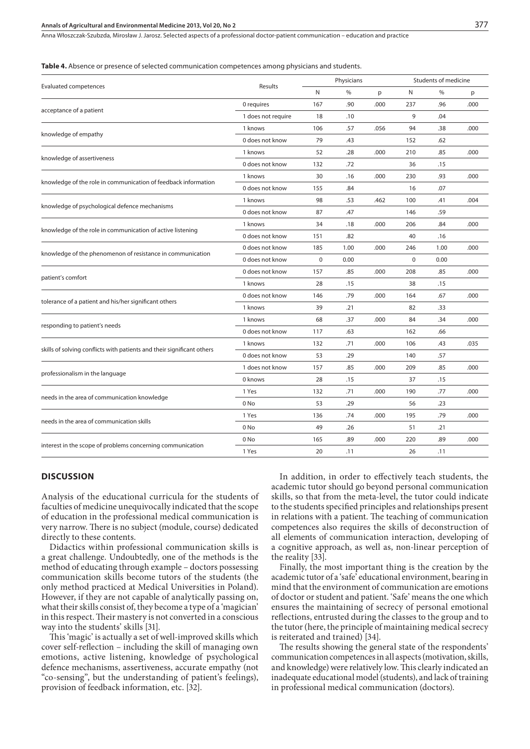**Table 4.** Absence or presence of selected communication competences among physicians and students.

| Evaluated competences | Results | Physicians | | | Students of medicine | | |
|---|---|---|---|---|---|---|---|
| | | N | % | p | N | % | p |
| acceptance of a patient | 0 requires | 167 | .90 | .000 | 237 | .96 | .000 |
| | 1 does not require | 18 | .10 | | 9 | .04 | |
| knowledge of empathy | 1 knows | 106 | .57 | .056 | 94 | .38 | .000 |
| | 0 does not know | 79 | .43 | | 152 | .62 | |
| knowledge of assertiveness | 1 knows | 52 | .28 | .000 | 210 | .85 | .000 |
| | 0 does not know | 132 | .72 | | 36 | .15 | |
| knowledge of the role in communication of feedback information | 1 knows | 30 | .16 | .000 | 230 | .93 | .000 |
| | 0 does not know | 155 | .84 | | 16 | .07 | |
| knowledge of psychological defence mechanisms | 1 knows | 98 | .53 | .462 | 100 | .41 | .004 |
| | 0 does not know | 87 | .47 | | 146 | .59 | |
| knowledge of the role in communication of active listening | 1 knows | 34 | .18 | .000 | 206 | .84 | .000 |
| | 0 does not know | 151 | .82 | | 40 | .16 | |
| knowledge of the phenomenon of resistance in communication | 0 does not know | 185 | 1.00 | .000 | 246 | 1.00 | .000 |
| | 0 does not know | 0 | 0.00 | | 0 | 0.00 | |
| patient's comfort | 0 does not know | 157 | .85 | .000 | 208 | .85 | .000 |
| | 1 knows | 28 | .15 | | 38 | .15 | |
| tolerance of a patient and his/her significant others | 0 does not know | 146 | .79 | .000 | 164 | .67 | .000 |
| | 1 knows | 39 | .21 | | 82 | .33 | |
| responding to patient's needs | 1 knows | 68 | .37 | .000 | 84 | .34 | .000 |
| | 0 does not know | 117 | .63 | | 162 | .66 | |
| skills of solving conflicts with patients and their significant others | 1 knows | 132 | .71 | .000 | 106 | .43 | .035 |
| | 0 does not know | 53 | .29 | | 140 | .57 | |
| professionalism in the language | 1 does not know | 157 | .85 | .000 | 209 | .85 | .000 |
| | 0 knows | 28 | .15 | | 37 | .15 | |
| needs in the area of communication knowledge | 1 Yes | 132 | .71 | .000 | 190 | .77 | .000 |
| | 0 No | 53 | .29 | | 56 | .23 | |
| needs in the area of communication skills | 1 Yes | 136 | .74 | .000 | 195 | .79 | .000 |
| | 0 No | 49 | .26 | | 51 | .21 | |
| interest in the scope of problems concerning communication | 0 No | 165 | .89 | .000 | 220 | .89 | .000 |
| | 1 Yes | 20 | .11 | | 26 | .11 | |

## DISCUSSION

Analysis of the educational curricula for the students of faculties of medicine unequivocally indicated that the scope of education in the professional medical communication is very narrow. There is no subject (module, course) dedicated directly to these contents.

Didactics within professional communication skills is a great challenge. Undoubtedly, one of the methods is the method of educating through example – doctors possessing communication skills become tutors of the students (the only method practiced at Medical Universities in Poland). However, if they are not capable of analytically passing on, what their skills consist of, they become a type of a 'magician' in this respect. Their mastery is not converted in a conscious way into the students' skills [31].

This 'magic' is actually a set of well-improved skills which cover self-reflection – including the skill of managing own emotions, active listening, knowledge of psychological defence mechanisms, assertiveness, accurate empathy (not "co-sensing", but the understanding of patient's feelings), provision of feedback information, etc. [32].

In addition, in order to effectively teach students, the academic tutor should go beyond personal communication skills, so that from the meta-level, the tutor could indicate to the students specified principles and relationships present in relations with a patient. The teaching of communication competences also requires the skills of deconstruction of all elements of communication interaction, developing of a cognitive approach, as well as, non-linear perception of the reality [33].

Finally, the most important thing is the creation by the academic tutor of a 'safe' educational environment, bearing in mind that the environment of communication are emotions of doctor or student and patient. 'Safe' means the one which ensures the maintaining of secrecy of personal emotional reflections, entrusted during the classes to the group and to the tutor (here, the principle of maintaining medical secrecy is reiterated and trained) [34].

The results showing the general state of the respondents' communication competences in all aspects (motivation, skills, and knowledge) were relatively low. This clearly indicated an inadequate educational model (students), and lack of training in professional medical communication (doctors).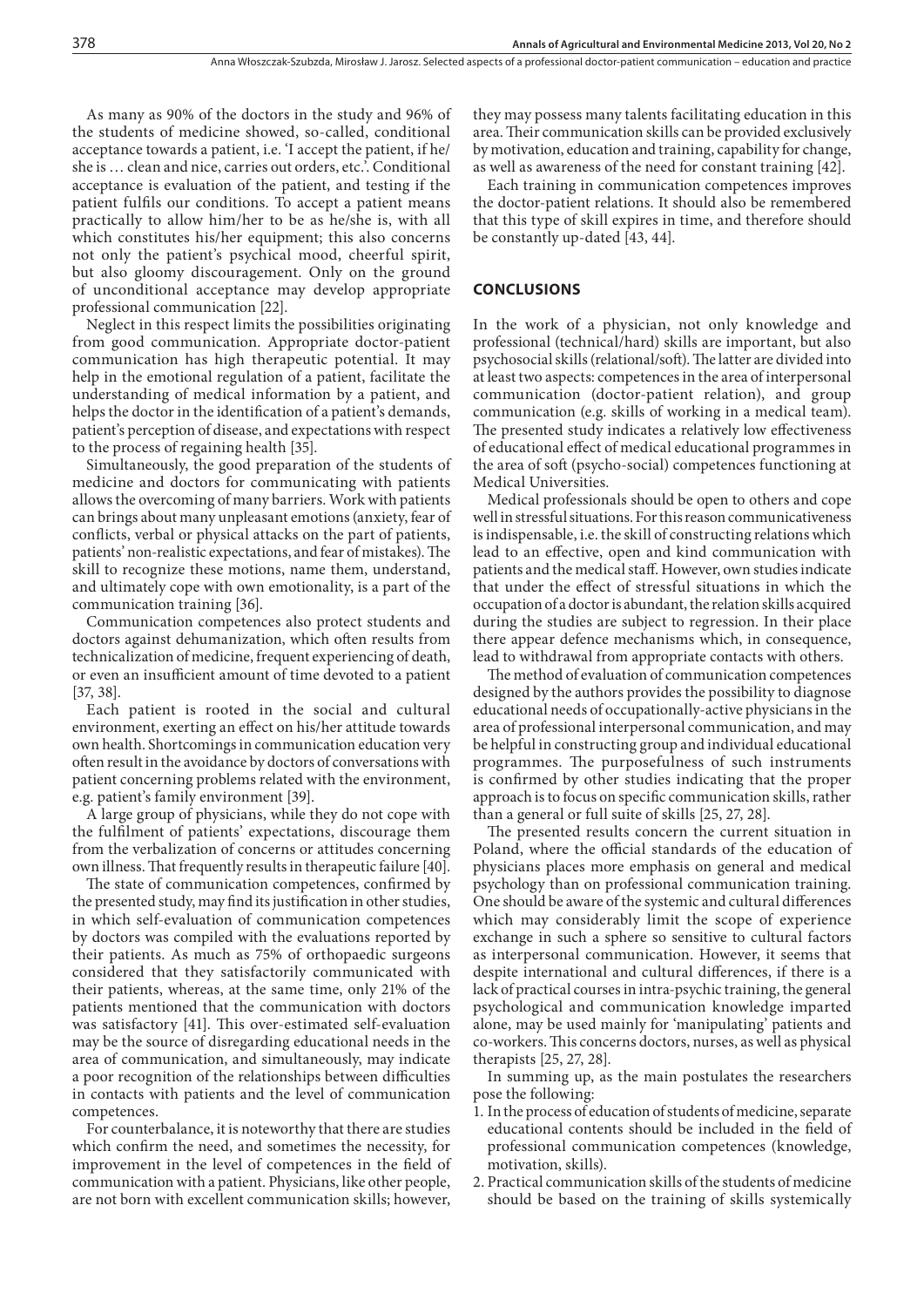As many as 90% of the doctors in the study and 96% of the students of medicine showed, so-called, conditional acceptance towards a patient, i.e. 'I accept the patient, if he/ she is … clean and nice, carries out orders, etc.'. Conditional acceptance is evaluation of the patient, and testing if the patient fulfils our conditions. To accept a patient means practically to allow him/her to be as he/she is, with all which constitutes his/her equipment; this also concerns not only the patient's psychical mood, cheerful spirit, but also gloomy discouragement. Only on the ground of unconditional acceptance may develop appropriate professional communication [22].

Neglect in this respect limits the possibilities originating from good communication. Appropriate doctor-patient communication has high therapeutic potential. It may help in the emotional regulation of a patient, facilitate the understanding of medical information by a patient, and helps the doctor in the identification of a patient's demands, patient's perception of disease, and expectations with respect to the process of regaining health [35].

Simultaneously, the good preparation of the students of medicine and doctors for communicating with patients allows the overcoming of many barriers. Work with patients can brings about many unpleasant emotions (anxiety, fear of conflicts, verbal or physical attacks on the part of patients, patients' non-realistic expectations, and fear of mistakes). The skill to recognize these motions, name them, understand, and ultimately cope with own emotionality, is a part of the communication training [36].

Communication competences also protect students and doctors against dehumanization, which often results from technicalization of medicine, frequent experiencing of death, or even an insufficient amount of time devoted to a patient [37, 38].

Each patient is rooted in the social and cultural environment, exerting an effect on his/her attitude towards own health. Shortcomings in communication education very often result in the avoidance by doctors of conversations with patient concerning problems related with the environment, e.g. patient's family environment [39].

A large group of physicians, while they do not cope with the fulfilment of patients' expectations, discourage them from the verbalization of concerns or attitudes concerning own illness. That frequently results in therapeutic failure [40].

The state of communication competences, confirmed by the presented study, may find its justification in other studies, in which self-evaluation of communication competences by doctors was compiled with the evaluations reported by their patients. As much as 75% of orthopaedic surgeons considered that they satisfactorily communicated with their patients, whereas, at the same time, only 21% of the patients mentioned that the communication with doctors was satisfactory [41]. This over-estimated self-evaluation may be the source of disregarding educational needs in the area of communication, and simultaneously, may indicate a poor recognition of the relationships between difficulties in contacts with patients and the level of communication competences.

For counterbalance, it is noteworthy that there are studies which confirm the need, and sometimes the necessity, for improvement in the level of competences in the field of communication with a patient. Physicians, like other people, are not born with excellent communication skills; however, they may possess many talents facilitating education in this area. Their communication skills can be provided exclusively by motivation, education and training, capability for change, as well as awareness of the need for constant training [42].

Each training in communication competences improves the doctor-patient relations. It should also be remembered that this type of skill expires in time, and therefore should be constantly up-dated [43, 44].

## CONCLUSIONS

In the work of a physician, not only knowledge and professional (technical/hard) skills are important, but also psychosocial skills (relational/soft). The latter are divided into at least two aspects: competences in the area of interpersonal communication (doctor-patient relation), and group communication (e.g. skills of working in a medical team). The presented study indicates a relatively low effectiveness of educational effect of medical educational programmes in the area of soft (psycho-social) competences functioning at Medical Universities.

Medical professionals should be open to others and cope well in stressful situations. For this reason communicativeness is indispensable, i.e. the skill of constructing relations which lead to an effective, open and kind communication with patients and the medical staff. However, own studies indicate that under the effect of stressful situations in which the occupation of a doctor is abundant, the relation skills acquired during the studies are subject to regression. In their place there appear defence mechanisms which, in consequence, lead to withdrawal from appropriate contacts with others.

The method of evaluation of communication competences designed by the authors provides the possibility to diagnose educational needs of occupationally-active physicians in the area of professional interpersonal communication, and may be helpful in constructing group and individual educational programmes. The purposefulness of such instruments is confirmed by other studies indicating that the proper approach is to focus on specific communication skills, rather than a general or full suite of skills [25, 27, 28].

The presented results concern the current situation in Poland, where the official standards of the education of physicians places more emphasis on general and medical psychology than on professional communication training. One should be aware of the systemic and cultural differences which may considerably limit the scope of experience exchange in such a sphere so sensitive to cultural factors as interpersonal communication. However, it seems that despite international and cultural differences, if there is a lack of practical courses in intra-psychic training, the general psychological and communication knowledge imparted alone, may be used mainly for 'manipulating' patients and co-workers. This concerns doctors, nurses, as well as physical therapists [25, 27, 28].

In summing up, as the main postulates the researchers pose the following:

1. In the process of education of students of medicine, separate educational contents should be included in the field of professional communication competences (knowledge, motivation, skills).
2. Practical communication skills of the students of medicine should be based on the training of skills systemically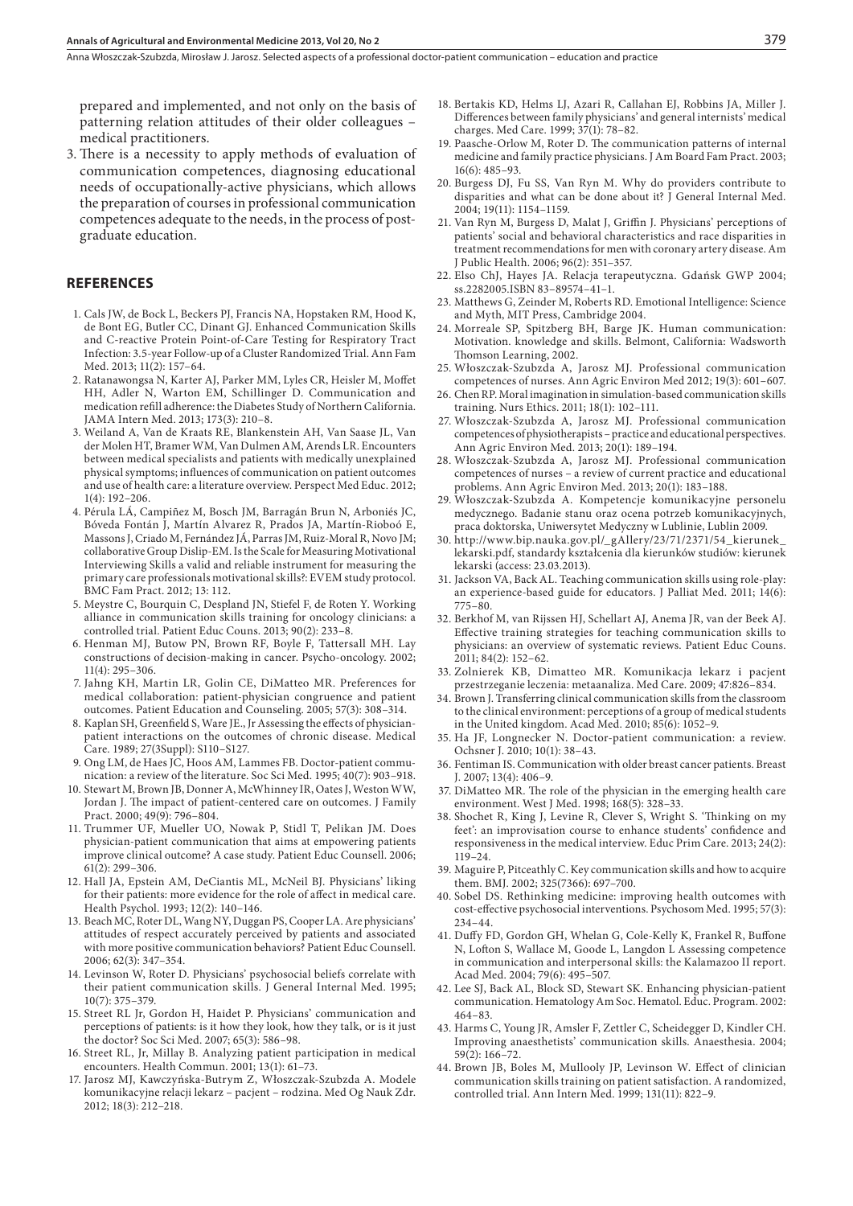prepared and implemented, and not only on the basis of patterning relation attitudes of their older colleagues – medical practitioners.

3. There is a necessity to apply methods of evaluation of communication competences, diagnosing educational needs of occupationally-active physicians, which allows the preparation of courses in professional communication competences adequate to the needs, in the process of post-graduate education.

## REFERENCES

1. Cals JW, de Bock L, Beckers PJ, Francis NA, Hopstaken RM, Hood K, de Bont EG, Butler CC, Dinant GJ. Enhanced Communication Skills and C-reactive Protein Point-of-Care Testing for Respiratory Tract Infection: 3.5-year Follow-up of a Cluster Randomized Trial. Ann Fam Med. 2013; 11(2): 157–64.
2. Ratanawongsa N, Karter AJ, Parker MM, Lyles CR, Heisler M, Moffet HH, Adler N, Warton EM, Schillinger D. Communication and medication refill adherence: the Diabetes Study of Northern California. JAMA Intern Med. 2013; 173(3): 210–8.
3. Weiland A, Van de Kraats RE, Blankenstein AH, Van Saase JL, Van der Molen HT, Bramer WM, Van Dulmen AM, Arends LR. Encounters between medical specialists and patients with medically unexplained physical symptoms; influences of communication on patient outcomes and use of health care: a literature overview. Perspect Med Educ. 2012; 1(4): 192–206.
4. Pérula LÁ, Campiñez M, Bosch JM, Barragán Brun N, Arboniés JC, Bóveda Fontán J, Martín Alvarez R, Prados JA, Martín-Rioboó E, Massons J, Criado M, Fernández JÁ, Parras JM, Ruiz-Moral R, Novo JM; collaborative Group Dislip-EM. Is the Scale for Measuring Motivational Interviewing Skills a valid and reliable instrument for measuring the primary care professionals motivational skills?: EVEM study protocol. BMC Fam Pract. 2012; 13: 112.
5. Meystre C, Bourquin C, Despland JN, Stiefel F, de Roten Y. Working alliance in communication skills training for oncology clinicians: a controlled trial. Patient Educ Couns. 2013; 90(2): 233–8.
6. Henman MJ, Butow PN, Brown RF, Boyle F, Tattersall MH. Lay constructions of decision-making in cancer. Psycho-oncology. 2002; 11(4): 295–306.
7. Jahng KH, Martin LR, Golin CE, DiMatteo MR. Preferences for medical collaboration: patient-physician congruence and patient outcomes. Patient Education and Counseling. 2005; 57(3): 308–314.
8. Kaplan SH, Greenfield S, Ware JE., Jr Assessing the effects of physician-patient interactions on the outcomes of chronic disease. Medical Care. 1989; 27(3Suppl): S110–S127.
9. Ong LM, de Haes JC, Hoos AM, Lammes FB. Doctor-patient communication: a review of the literature. Soc Sci Med. 1995; 40(7): 903–918.
10. Stewart M, Brown JB, Donner A, McWhinney IR, Oates J, Weston WW, Jordan J. The impact of patient-centered care on outcomes. J Family Pract. 2000; 49(9): 796–804.
11. Trummer UF, Mueller UO, Nowak P, Stidl T, Pelikan JM. Does physician-patient communication that aims at empowering patients improve clinical outcome? A case study. Patient Educ Counsell. 2006; 61(2): 299–306.
12. Hall JA, Epstein AM, DeCiantis ML, McNeil BJ. Physicians' liking for their patients: more evidence for the role of affect in medical care. Health Psychol. 1993; 12(2): 140–146.
13. Beach MC, Roter DL, Wang NY, Duggan PS, Cooper LA. Are physicians' attitudes of respect accurately perceived by patients and associated with more positive communication behaviors? Patient Educ Counsell. 2006; 62(3): 347–354.
14. Levinson W, Roter D. Physicians' psychosocial beliefs correlate with their patient communication skills. J General Internal Med. 1995; 10(7): 375–379.
15. Street RL Jr, Gordon H, Haidet P. Physicians' communication and perceptions of patients: is it how they look, how they talk, or is it just the doctor? Soc Sci Med. 2007; 65(3): 586–98.
16. Street RL, Jr, Millay B. Analyzing patient participation in medical encounters. Health Commun. 2001; 13(1): 61–73.
17. Jarosz MJ, Kawczyńska-Butrym Z, Włoszczak-Szubzda A. Modele komunikacyjne relacji lekarz – pacjent – rodzina. Med Og Nauk Zdr. 2012; 18(3): 212–218.
18. Bertakis KD, Helms LJ, Azari R, Callahan EJ, Robbins JA, Miller J. Differences between family physicians' and general internists' medical charges. Med Care. 1999; 37(1): 78–82.
19. Paasche-Orlow M, Roter D. The communication patterns of internal medicine and family practice physicians. J Am Board Fam Pract. 2003; 16(6): 485–93.
20. Burgess DJ, Fu SS, Van Ryn M. Why do providers contribute to disparities and what can be done about it? J General Internal Med. 2004; 19(11): 1154–1159.
21. Van Ryn M, Burgess D, Malat J, Griffin J. Physicians' perceptions of patients' social and behavioral characteristics and race disparities in treatment recommendations for men with coronary artery disease. Am J Public Health. 2006; 96(2): 351–357.
22. Elso ChJ, Hayes JA. Relacja terapeutyczna. Gdańsk GWP 2004; ss.2282005.ISBN 83–89574–41–1.
23. Matthews G, Zeinder M, Roberts RD. Emotional Intelligence: Science and Myth, MIT Press, Cambridge 2004.
24. Morreale SP, Spitzberg BH, Barge JK. Human communication: Motivation. knowledge and skills. Belmont, California: Wadsworth Thomson Learning, 2002.
25. Włoszczak-Szubzda A, Jarosz MJ. Professional communication competences of nurses. Ann Agric Environ Med 2012; 19(3): 601–607.
26. Chen RP. Moral imagination in simulation-based communication skills training. Nurs Ethics. 2011; 18(1): 102–111.
27. Włoszczak-Szubzda A, Jarosz MJ. Professional communication competences of physiotherapists – practice and educational perspectives. Ann Agric Environ Med. 2013; 20(1): 189–194.
28. Włoszczak-Szubzda A, Jarosz MJ. Professional communication competences of nurses – a review of current practice and educational problems. Ann Agric Environ Med. 2013; 20(1): 183–188.
29. Włoszczak-Szubzda A. Kompetencje komunikacyjne personelu medycznego. Badanie stanu oraz ocena potrzeb komunikacyjnych, praca doktorska, Uniwersytet Medyczny w Lublinie, Lublin 2009.
30. http://www.bip.nauka.gov.pl/_gAllery/23/71/2371/54_kierunek_lekarski.pdf, standardy kształcenia dla kierunków studiów: kierunek lekarski (access: 23.03.2013).
31. Jackson VA, Back AL. Teaching communication skills using role-play: an experience-based guide for educators. J Palliat Med. 2011; 14(6): 775–80.
32. Berkhof M, van Rijssen HJ, Schellart AJ, Anema JR, van der Beek AJ. Effective training strategies for teaching communication skills to physicians: an overview of systematic reviews. Patient Educ Couns. 2011; 84(2): 152–62.
33. Zolnierek KB, Dimatteo MR. Komunikacja lekarz i pacjent przestrzeganie leczenia: metaanaliza. Med Care. 2009; 47:826–834.
34. Brown J. Transferring clinical communication skills from the classroom to the clinical environment: perceptions of a group of medical students in the United kingdom. Acad Med. 2010; 85(6): 1052–9.
35. Ha JF, Longnecker N. Doctor-patient communication: a review. Ochsner J. 2010; 10(1): 38–43.
36. Fentiman IS. Communication with older breast cancer patients. Breast J. 2007; 13(4): 406–9.
37. DiMatteo MR. The role of the physician in the emerging health care environment. West J Med. 1998; 168(5): 328–33.
38. Shochet R, King J, Levine R, Clever S, Wright S. 'Thinking on my feet': an improvisation course to enhance students' confidence and responsiveness in the medical interview. Educ Prim Care. 2013; 24(2): 119–24.
39. Maguire P, Pitceathly C. Key communication skills and how to acquire them. BMJ. 2002; 325(7366): 697–700.
40. Sobel DS. Rethinking medicine: improving health outcomes with cost-effective psychosocial interventions. Psychosom Med. 1995; 57(3): 234–44.
41. Duffy FD, Gordon GH, Whelan G, Cole-Kelly K, Frankel R, Buffone N, Lofton S, Wallace M, Goode L, Langdon L Assessing competence in communication and interpersonal skills: the Kalamazoo II report. Acad Med. 2004; 79(6): 495–507.
42. Lee SJ, Back AL, Block SD, Stewart SK. Enhancing physician-patient communication. Hematology Am Soc. Hematol. Educ. Program. 2002: 464–83.
43. Harms C, Young JR, Amsler F, Zettler C, Scheidegger D, Kindler CH. Improving anaesthetists' communication skills. Anaesthesia. 2004; 59(2): 166–72.
44. Brown JB, Boles M, Mullooly JP, Levinson W. Effect of clinician communication skills training on patient satisfaction. A randomized, controlled trial. Ann Intern Med. 1999; 131(11): 822–9.